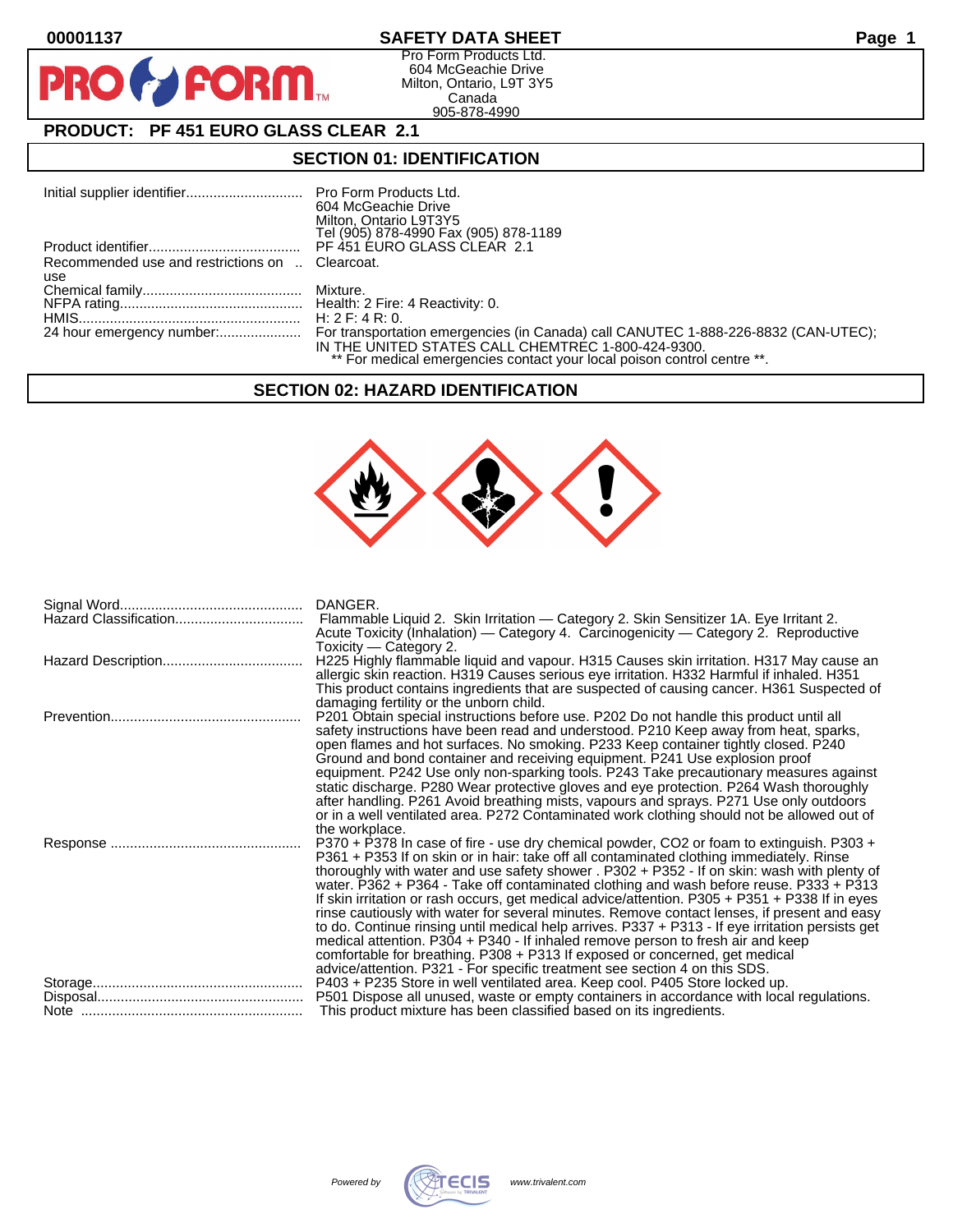**00001137** **SAFETY DATA SHEET**

Pro Form Products Ltd.
604 McGeachie Drive
Milton, Ontario, L9T 3Y5
Canada
905-878-4990

## PRODUCT: PF 451 EURO GLASS CLEAR 2.1

## SECTION 01: IDENTIFICATION

| | |
|---|---|
| Initial supplier identifier | Pro Form Products Ltd.<br>604 McGeachie Drive<br>Milton, Ontario L9T3Y5<br>Tel (905) 878-4990 Fax (905) 878-1189 |
| Product identifier | PF 451 EURO GLASS CLEAR 2.1 |
| Recommended use and restrictions on use | Clearcoat. |
| Chemical family | Mixture. |
| NFPA rating | Health: 2 Fire: 4 Reactivity: 0. |
| HMIS | H: 2 F: 4 R: 0. |
| 24 hour emergency number: | For transportation emergencies (in Canada) call CANUTEC 1-888-226-8832 (CAN-UTEC); IN THE UNITED STATES CALL CHEMTREC 1-800-424-9300.<br>** For medical emergencies contact your local poison control centre **. |

## SECTION 02: HAZARD IDENTIFICATION

| | |
|---|---|
| Signal Word | DANGER. |
| Hazard Classification | Flammable Liquid 2. Skin Irritation — Category 2. Skin Sensitizer 1A. Eye Irritant 2. Acute Toxicity (Inhalation) — Category 4. Carcinogenicity — Category 2. Reproductive Toxicity — Category 2. |
| Hazard Description | H225 Highly flammable liquid and vapour. H315 Causes skin irritation. H317 May cause an allergic skin reaction. H319 Causes serious eye irritation. H332 Harmful if inhaled. H351 This product contains ingredients that are suspected of causing cancer. H361 Suspected of damaging fertility or the unborn child. |
| Prevention | P201 Obtain special instructions before use. P202 Do not handle this product until all safety instructions have been read and understood. P210 Keep away from heat, sparks, open flames and hot surfaces. No smoking. P233 Keep container tightly closed. P240 Ground and bond container and receiving equipment. P241 Use explosion proof equipment. P242 Use only non-sparking tools. P243 Take precautionary measures against static discharge. P280 Wear protective gloves and eye protection. P264 Wash thoroughly after handling. P261 Avoid breathing mists, vapours and sprays. P271 Use only outdoors or in a well ventilated area. P272 Contaminated work clothing should not be allowed out of the workplace. |
| Response | P370 + P378 In case of fire - use dry chemical powder, CO2 or foam to extinguish. P303 + P361 + P353 If on skin or in hair: take off all contaminated clothing immediately. Rinse thoroughly with water and use safety shower . P302 + P352 - If on skin: wash with plenty of water. P362 + P364 - Take off contaminated clothing and wash before reuse. P333 + P313 If skin irritation or rash occurs, get medical advice/attention. P305 + P351 + P338 If in eyes rinse cautiously with water for several minutes. Remove contact lenses, if present and easy to do. Continue rinsing until medical help arrives. P337 + P313 - If eye irritation persists get medical attention. P304 + P340 - If inhaled remove person to fresh air and keep comfortable for breathing. P308 + P313 If exposed or concerned, get medical advice/attention. P321 - For specific treatment see section 4 on this SDS. |
| Storage | P403 + P235 Store in well ventilated area. Keep cool. P405 Store locked up. |
| Disposal | P501 Dispose all unused, waste or empty containers in accordance with local regulations. |
| Note | This product mixture has been classified based on its ingredients. |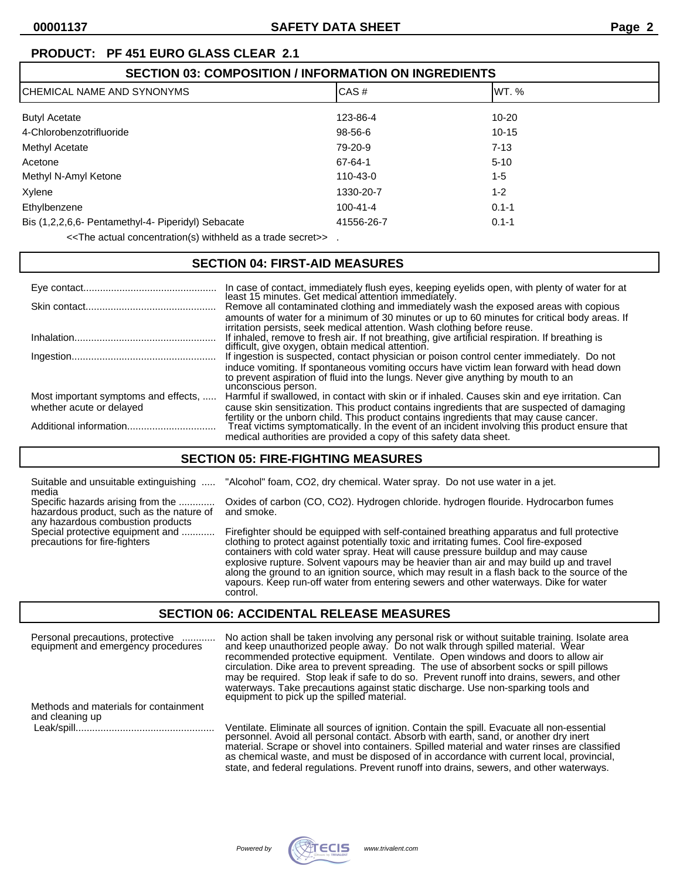**PRODUCT: PF 451 EURO GLASS CLEAR 2.1**

## SECTION 03: COMPOSITION / INFORMATION ON INGREDIENTS

| CHEMICAL NAME AND SYNONYMS | CAS # | WT. % |
|---|---|---|
| Butyl Acetate | 123-86-4 | 10-20 |
| 4-Chlorobenzotrifluoride | 98-56-6 | 10-15 |
| Methyl Acetate | 79-20-9 | 7-13 |
| Acetone | 67-64-1 | 5-10 |
| Methyl N-Amyl Ketone | 110-43-0 | 1-5 |
| Xylene | 1330-20-7 | 1-2 |
| Ethylbenzene | 100-41-4 | 0.1-1 |
| Bis (1,2,2,6,6- Pentamethyl-4- Piperidyl) Sebacate | 41556-26-7 | 0.1-1 |

<<The actual concentration(s) withheld as a trade secret>> .

## SECTION 04: FIRST-AID MEASURES

**Eye contact:** In case of contact, immediately flush eyes, keeping eyelids open, with plenty of water for at least 15 minutes. Get medical attention immediately.

**Skin contact:** Remove all contaminated clothing and immediately wash the exposed areas with copious amounts of water for a minimum of 30 minutes or up to 60 minutes for critical body areas. If irritation persists, seek medical attention. Wash clothing before reuse.

**Inhalation:** If inhaled, remove to fresh air. If not breathing, give artificial respiration. If breathing is difficult, give oxygen, obtain medical attention.

**Ingestion:** If ingestion is suspected, contact physician or poison control center immediately. Do not induce vomiting. If spontaneous vomiting occurs have victim lean forward with head down to prevent aspiration of fluid into the lungs. Never give anything by mouth to an unconscious person.

**Most important symptoms and effects, whether acute or delayed:** Harmful if swallowed, in contact with skin or if inhaled. Causes skin and eye irritation. Can cause skin sensitization. This product contains ingredients that are suspected of damaging fertility or the unborn child. This product contains ingredients that may cause cancer.

**Additional information:** Treat victims symptomatically. In the event of an incident involving this product ensure that medical authorities are provided a copy of this safety data sheet.

## SECTION 05: FIRE-FIGHTING MEASURES

**Suitable and unsuitable extinguishing media:** "Alcohol" foam, CO2, dry chemical. Water spray. Do not use water in a jet.

**Specific hazards arising from the hazardous product, such as the nature of any hazardous combustion products:** Oxides of carbon (CO, CO2). Hydrogen chloride. hydrogen flouride. Hydrocarbon fumes and smoke.

**Special protective equipment and precautions for fire-fighters:** Firefighter should be equipped with self-contained breathing apparatus and full protective clothing to protect against potentially toxic and irritating fumes. Cool fire-exposed containers with cold water spray. Heat will cause pressure buildup and may cause explosive rupture. Solvent vapours may be heavier than air and may build up and travel along the ground to an ignition source, which may result in a flash back to the source of the vapours. Keep run-off water from entering sewers and other waterways. Dike for water control.

## SECTION 06: ACCIDENTAL RELEASE MEASURES

**Personal precautions, protective equipment and emergency procedures:** No action shall be taken involving any personal risk or without suitable training. Isolate area and keep unauthorized people away. Do not walk through spilled material. Wear recommended protective equipment. Ventilate. Open windows and doors to allow air circulation. Dike area to prevent spreading. The use of absorbent socks or spill pillows may be required. Stop leak if safe to do so. Prevent runoff into drains, sewers, and other waterways. Take precautions against static discharge. Use non-sparking tools and equipment to pick up the spilled material.

**Methods and materials for containment and cleaning up**

**Leak/spill:** Ventilate. Eliminate all sources of ignition. Contain the spill. Evacuate all non-essential personnel. Avoid all personal contact. Absorb with earth, sand, or another dry inert material. Scrape or shovel into containers. Spilled material and water rinses are classified as chemical waste, and must be disposed of in accordance with current local, provincial, state, and federal regulations. Prevent runoff into drains, sewers, and other waterways.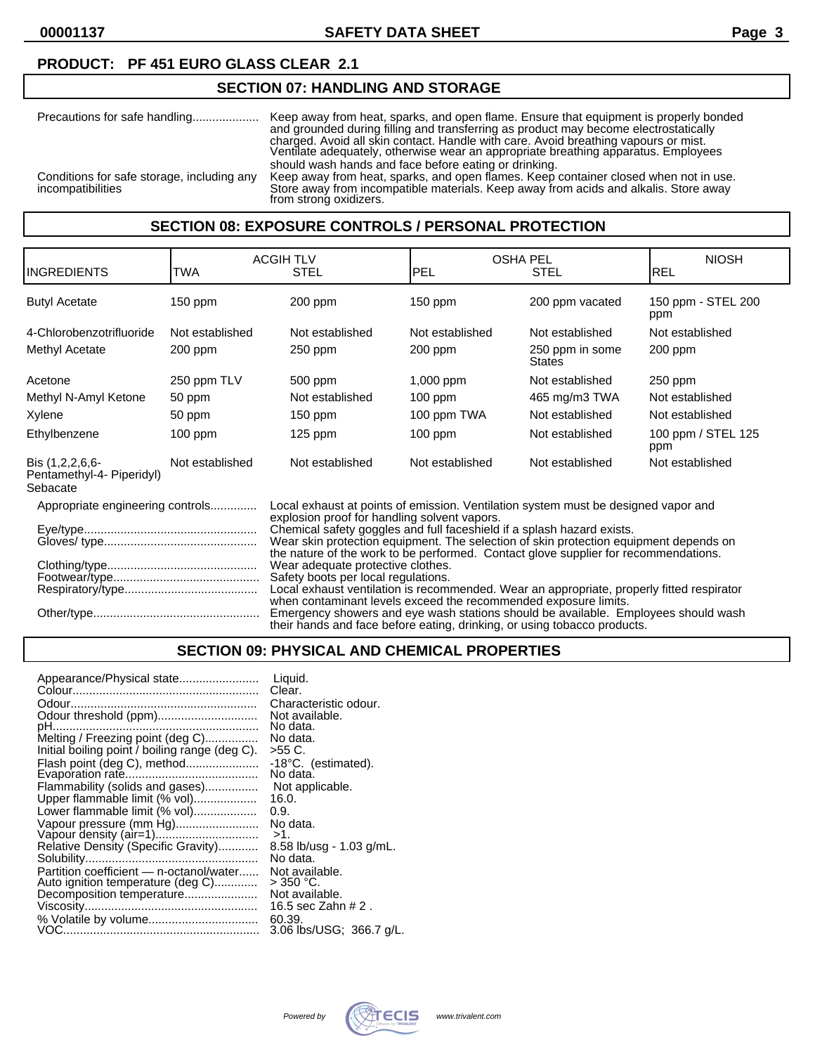**PRODUCT: PF 451 EURO GLASS CLEAR 2.1**

## SECTION 07: HANDLING AND STORAGE

Precautions for safe handling.................... Keep away from heat, sparks, and open flame. Ensure that equipment is properly bonded and grounded during filling and transferring as product may become electrostatically charged. Avoid all skin contact. Handle with care. Avoid breathing vapours or mist. Ventilate adequately, otherwise wear an appropriate breathing apparatus. Employees should wash hands and face before eating or drinking.

Conditions for safe storage, including any incompatibilities: Keep away from heat, sparks, and open flames. Keep container closed when not in use. Store away from incompatible materials. Keep away from acids and alkalis. Store away from strong oxidizers.

## SECTION 08: EXPOSURE CONTROLS / PERSONAL PROTECTION

| INGREDIENTS | ACGIH TLV TWA | ACGIH TLV STEL | OSHA PEL PEL | OSHA PEL STEL | NIOSH REL |
|---|---|---|---|---|---|
| Butyl Acetate | 150 ppm | 200 ppm | 150 ppm | 200 ppm vacated | 150 ppm - STEL 200 ppm |
| 4-Chlorobenzotrifluoride | Not established | Not established | Not established | Not established | Not established |
| Methyl Acetate | 200 ppm | 250 ppm | 200 ppm | 250 ppm in some States | 200 ppm |
| Acetone | 250 ppm TLV | 500 ppm | 1,000 ppm | Not established | 250 ppm |
| Methyl N-Amyl Ketone | 50 ppm | Not established | 100 ppm | 465 mg/m3 TWA | Not established |
| Xylene | 50 ppm | 150 ppm | 100 ppm TWA | Not established | Not established |
| Ethylbenzene | 100 ppm | 125 ppm | 100 ppm | Not established | 100 ppm / STEL 125 ppm |
| Bis (1,2,2,6,6-Pentamethyl-4- Piperidyl) Sebacate | Not established | Not established | Not established | Not established | Not established |

Appropriate engineering controls.............. Local exhaust at points of emission. Ventilation system must be designed vapor and explosion proof for handling solvent vapors.

Eye/type.................................................... Chemical safety goggles and full faceshield if a splash hazard exists.

Gloves/ type............................................. Wear skin protection equipment. The selection of skin protection equipment depends on the nature of the work to be performed. Contact glove supplier for recommendations.

Clothing/type............................................. Wear adequate protective clothes.

Footwear/type............................................ Safety boots per local regulations.

Respiratory/type........................................ Local exhaust ventilation is recommended. Wear an appropriate, properly fitted respirator when contaminant levels exceed the recommended exposure limits.

Other/type.................................................. Emergency showers and eye wash stations should be available. Employees should wash their hands and face before eating, drinking, or using tobacco products.

## SECTION 09: PHYSICAL AND CHEMICAL PROPERTIES

Appearance/Physical state........................ Liquid.
Colour........................................................ Clear.
Odour......................................................... Characteristic odour.
Odour threshold (ppm).............................. Not available.
pH.............................................................. No data.
Melting / Freezing point (deg C)................ No data.
Initial boiling point / boiling range (deg C). >55 C.
Flash point (deg C), method...................... -18°C. (estimated).
Evaporation rate........................................ No data.
Flammability (solids and gases)................ Not applicable.
Upper flammable limit (% vol)................... 16.0.
Lower flammable limit (% vol)................... 0.9.
Vapour pressure (mm Hg)......................... No data.
Vapour density (air=1).............................. >1.
Relative Density (Specific Gravity)............ 8.58 lb/usg - 1.03 g/mL.
Solubility.................................................... No data.
Partition coefficient — n-octanol/water...... Not available.
Auto ignition temperature (deg C)............. > 350 °C.
Decomposition temperature...................... Not available.
Viscosity.................................................... 16.5 sec Zahn # 2 .
% Volatile by volume................................. 60.39.
VOC........................................................... 3.06 lbs/USG; 366.7 g/L.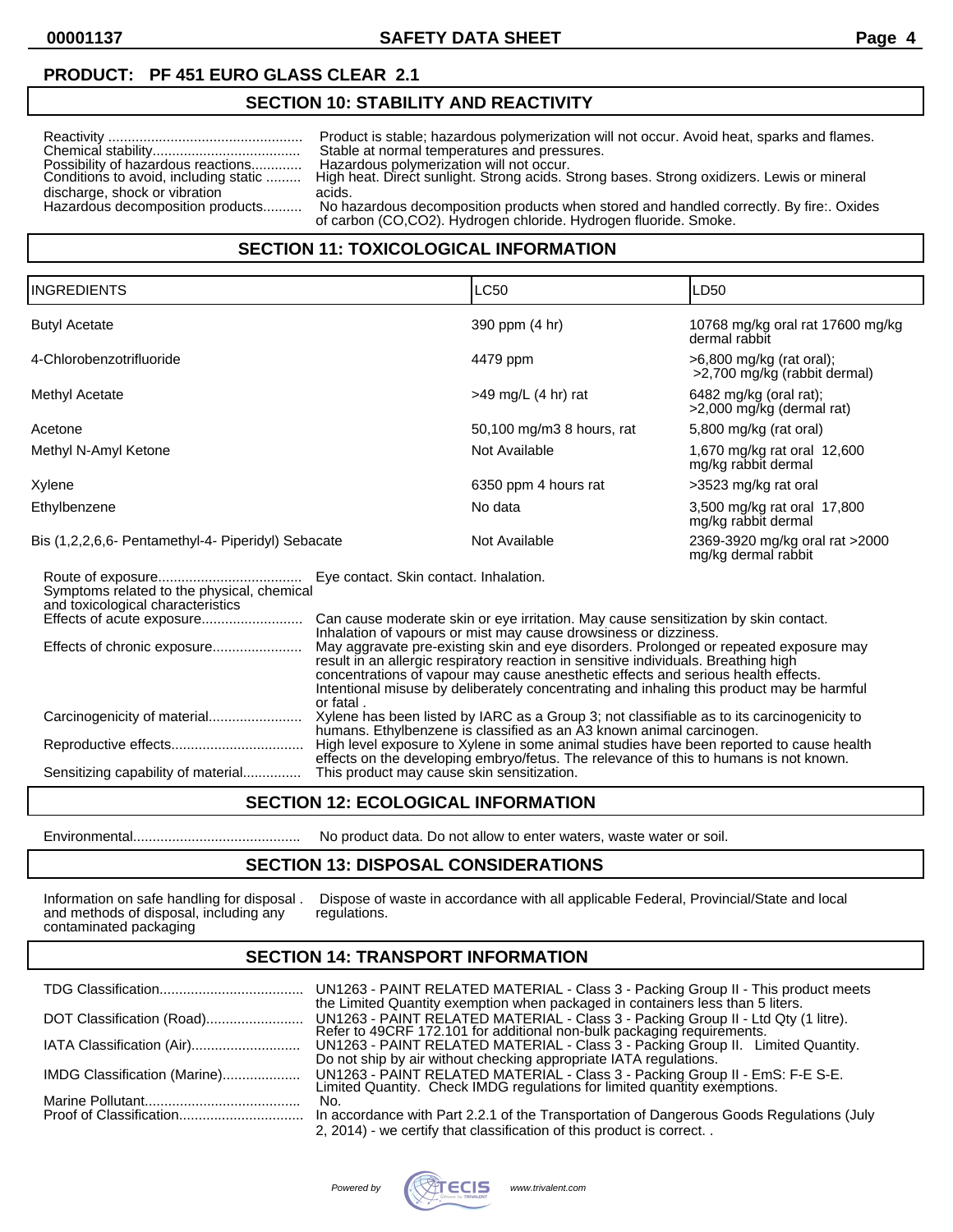**PRODUCT: PF 451 EURO GLASS CLEAR 2.1**

## SECTION 10: STABILITY AND REACTIVITY

Reactivity .................................................. Product is stable; hazardous polymerization will not occur. Avoid heat, sparks and flames.
Chemical stability...................................... Stable at normal temperatures and pressures.
Possibility of hazardous reactions............. Hazardous polymerization will not occur.
Conditions to avoid, including static discharge, shock or vibration ......... High heat. Direct sunlight. Strong acids. Strong bases. Strong oxidizers. Lewis or mineral acids.
Hazardous decomposition products.......... No hazardous decomposition products when stored and handled correctly. By fire:. Oxides of carbon (CO,CO2). Hydrogen chloride. Hydrogen fluoride. Smoke.

## SECTION 11: TOXICOLOGICAL INFORMATION

| INGREDIENTS | LC50 | LD50 |
|---|---|---|
| Butyl Acetate | 390 ppm (4 hr) | 10768 mg/kg oral rat 17600 mg/kg dermal rabbit |
| 4-Chlorobenzotrifluoride | 4479 ppm | >6,800 mg/kg (rat oral); >2,700 mg/kg (rabbit dermal) |
| Methyl Acetate | >49 mg/L (4 hr) rat | 6482 mg/kg (oral rat); >2,000 mg/kg (dermal rat) |
| Acetone | 50,100 mg/m3 8 hours, rat | 5,800 mg/kg (rat oral) |
| Methyl N-Amyl Ketone | Not Available | 1,670 mg/kg rat oral 12,600 mg/kg rabbit dermal |
| Xylene | 6350 ppm 4 hours rat | >3523 mg/kg rat oral |
| Ethylbenzene | No data | 3,500 mg/kg rat oral 17,800 mg/kg rabbit dermal |
| Bis (1,2,2,6,6- Pentamethyl-4- Piperidyl) Sebacate | Not Available | 2369-3920 mg/kg oral rat >2000 mg/kg dermal rabbit |

Route of exposure..................................... Eye contact. Skin contact. Inhalation.
Symptoms related to the physical, chemical and toxicological characteristics
Effects of acute exposure.......................... Can cause moderate skin or eye irritation. May cause sensitization by skin contact. Inhalation of vapours or mist may cause drowsiness or dizziness.
Effects of chronic exposure....................... May aggravate pre-existing skin and eye disorders. Prolonged or repeated exposure may result in an allergic respiratory reaction in sensitive individuals. Breathing high concentrations of vapour may cause anesthetic effects and serious health effects. Intentional misuse by deliberately concentrating and inhaling this product may be harmful or fatal .
Carcinogenicity of material........................ Xylene has been listed by IARC as a Group 3; not classifiable as to its carcinogenicity to humans. Ethylbenzene is classified as an A3 known animal carcinogen.
Reproductive effects.................................. High level exposure to Xylene in some animal studies have been reported to cause health effects on the developing embryo/fetus. The relevance of this to humans is not known.
Sensitizing capability of material............... This product may cause skin sensitization.

## SECTION 12: ECOLOGICAL INFORMATION

Environmental........................................... No product data. Do not allow to enter waters, waste water or soil.

## SECTION 13: DISPOSAL CONSIDERATIONS

Information on safe handling for disposal . and methods of disposal, including any contaminated packaging — Dispose of waste in accordance with all applicable Federal, Provincial/State and local regulations.

## SECTION 14: TRANSPORT INFORMATION

TDG Classification..................................... UN1263 - PAINT RELATED MATERIAL - Class 3 - Packing Group II - This product meets the Limited Quantity exemption when packaged in containers less than 5 liters.
DOT Classification (Road)......................... UN1263 - PAINT RELATED MATERIAL - Class 3 - Packing Group II - Ltd Qty (1 litre). Refer to 49CRF 172.101 for additional non-bulk packaging requirements.
IATA Classification (Air)............................ UN1263 - PAINT RELATED MATERIAL - Class 3 - Packing Group II. Limited Quantity. Do not ship by air without checking appropriate IATA regulations.
IMDG Classification (Marine).................... UN1263 - PAINT RELATED MATERIAL - Class 3 - Packing Group II - EmS: F-E S-E. Limited Quantity. Check IMDG regulations for limited quantity exemptions.
Marine Pollutant........................................ No.
Proof of Classification............................... In accordance with Part 2.2.1 of the Transportation of Dangerous Goods Regulations (July 2, 2014) - we certify that classification of this product is correct. .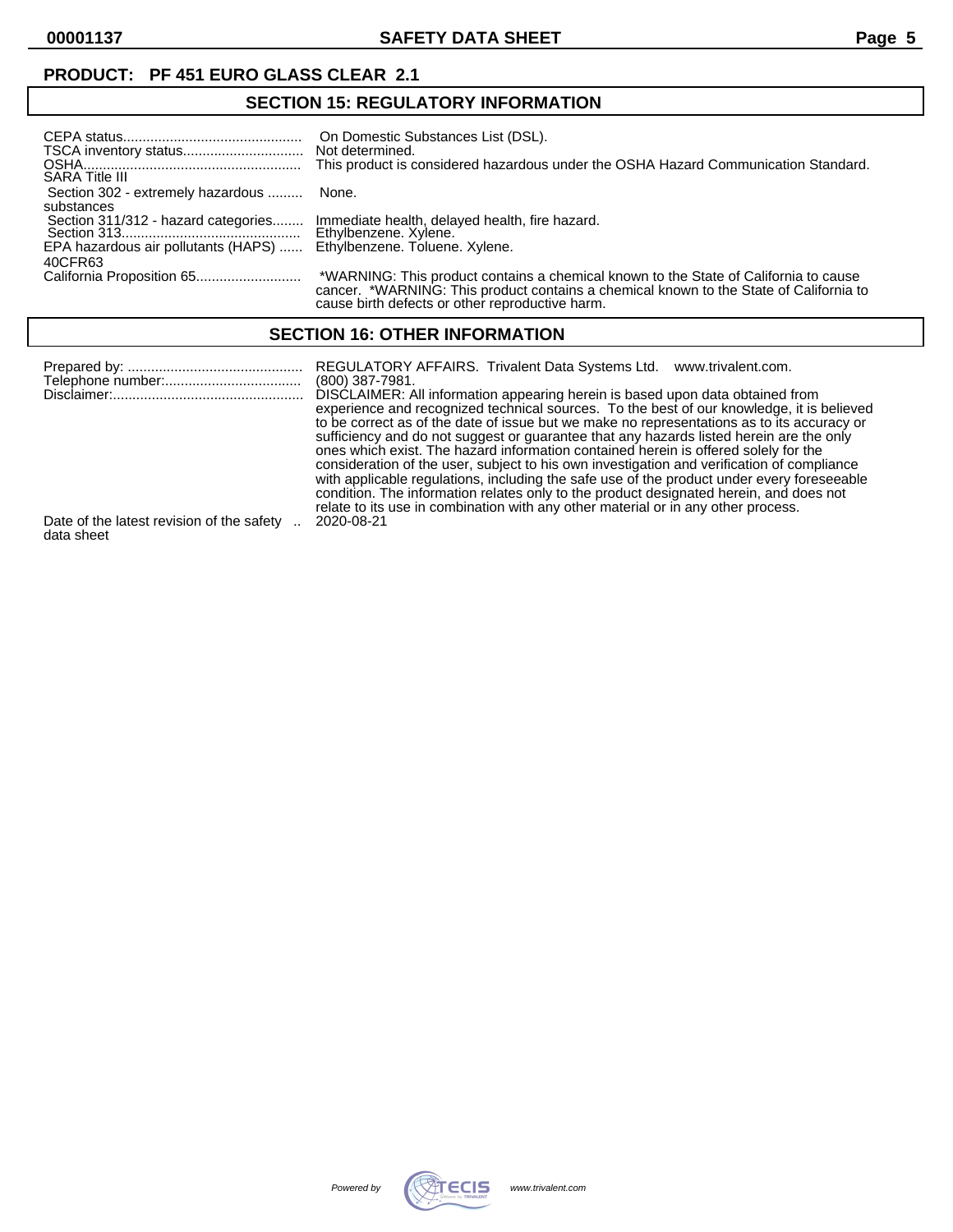**PRODUCT: PF 451 EURO GLASS CLEAR 2.1**

## SECTION 15: REGULATORY INFORMATION

| | |
|---|---|
| CEPA status............................................. | On Domestic Substances List (DSL). |
| TSCA inventory status.............................. | Not determined. |
| OSHA........................................................ | This product is considered hazardous under the OSHA Hazard Communication Standard. |
| SARA Title III | |
| Section 302 - extremely hazardous substances ......... | None. |
| Section 311/312 - hazard categories........ | Immediate health, delayed health, fire hazard. |
| Section 313............................................. | Ethylbenzene. Xylene. |
| EPA hazardous air pollutants (HAPS) 40CFR63 ...... | Ethylbenzene. Toluene. Xylene. |
| California Proposition 65........................... | *WARNING: This product contains a chemical known to the State of California to cause cancer. *WARNING: This product contains a chemical known to the State of California to cause birth defects or other reproductive harm. |

## SECTION 16: OTHER INFORMATION

| | |
|---|---|
| Prepared by: ............................................ | REGULATORY AFFAIRS. Trivalent Data Systems Ltd. www.trivalent.com. |
| Telephone number:................................... | (800) 387-7981. |
| Disclaimer:................................................ | DISCLAIMER: All information appearing herein is based upon data obtained from experience and recognized technical sources. To the best of our knowledge, it is believed to be correct as of the date of issue but we make no representations as to its accuracy or sufficiency and do not suggest or guarantee that any hazards listed herein are the only ones which exist. The hazard information contained herein is offered solely for the consideration of the user, subject to his own investigation and verification of compliance with applicable regulations, including the safe use of the product under every foreseeable condition. The information relates only to the product designated herein, and does not relate to its use in combination with any other material or in any other process. |
| Date of the latest revision of the safety data sheet .. | 2020-08-21 |